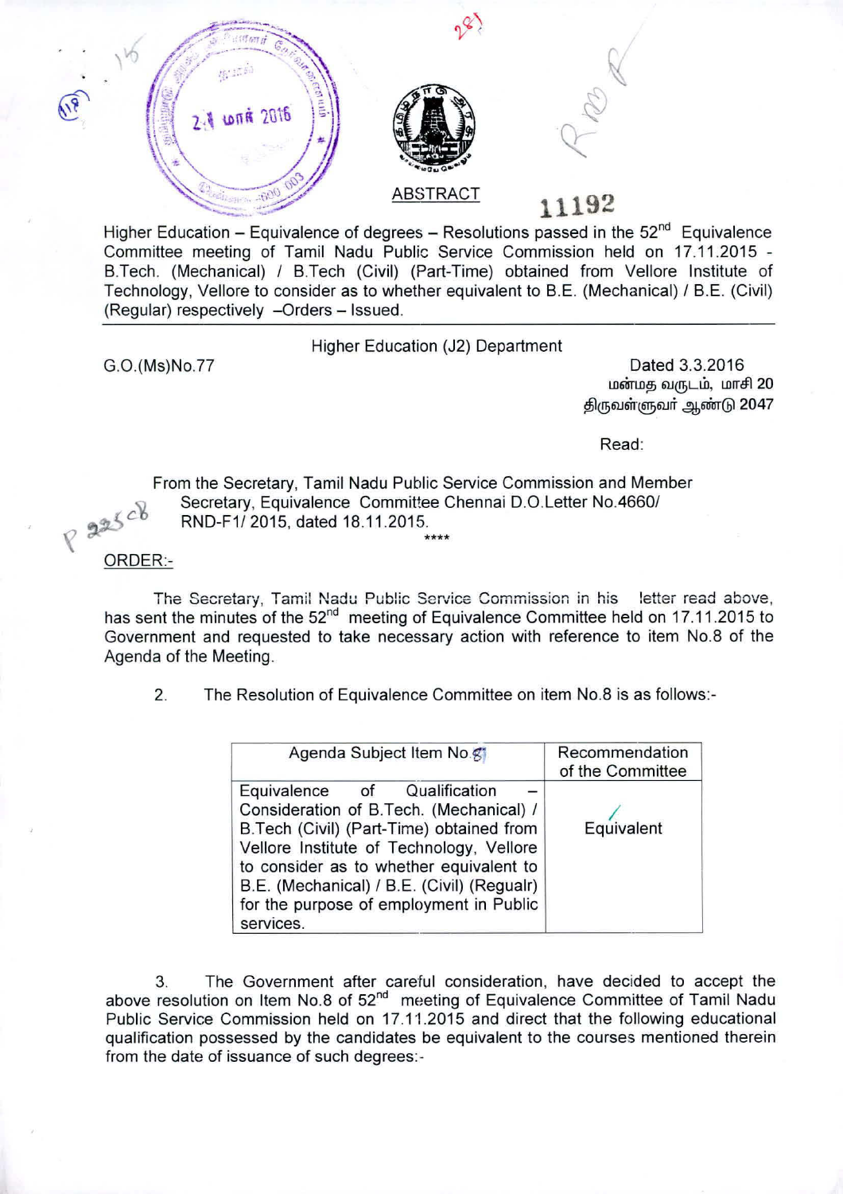ABSTRACT

Higher Education – Equivalence of degrees – Resolutions passed in the 52nd Equivalence Committee meeting of Tamil Nadu Public Service Commission held on 17.11.2015 - B.Tech. (Mechanical) / B.Tech (Civil) (Part-Time) obtained from Vellore Institute of Technology, Vellore to consider as to whether equivalent to B.E. (Mechanical) / B.E. (Civil) (Regular) respectively –Orders – Issued.

Higher Education (J2) Department

G.O.(Ms)No.77

Dated 3.3.2016
மன்மத வருடம், மாசி 20
திருவள்ளுவர் ஆண்டு 2047

Read:

From the Secretary, Tamil Nadu Public Service Commission and Member Secretary, Equivalence Committee Chennai D.O.Letter No.4660/ RND-F1/ 2015, dated 18.11.2015.

****

ORDER:-

The Secretary, Tamil Nadu Public Service Commission in his letter read above, has sent the minutes of the 52nd meeting of Equivalence Committee held on 17.11.2015 to Government and requested to take necessary action with reference to item No.8 of the Agenda of the Meeting.

2. The Resolution of Equivalence Committee on item No.8 is as follows:-

| Agenda Subject Item No.8 | Recommendation of the Committee |
|---|---|
| Equivalence of Qualification – Consideration of B.Tech. (Mechanical) / B.Tech (Civil) (Part-Time) obtained from Vellore Institute of Technology, Vellore to consider as to whether equivalent to B.E. (Mechanical) / B.E. (Civil) (Regualr) for the purpose of employment in Public services. | Equivalent |

3. The Government after careful consideration, have decided to accept the above resolution on Item No.8 of 52nd meeting of Equivalence Committee of Tamil Nadu Public Service Commission held on 17.11.2015 and direct that the following educational qualification possessed by the candidates be equivalent to the courses mentioned therein from the date of issuance of such degrees:-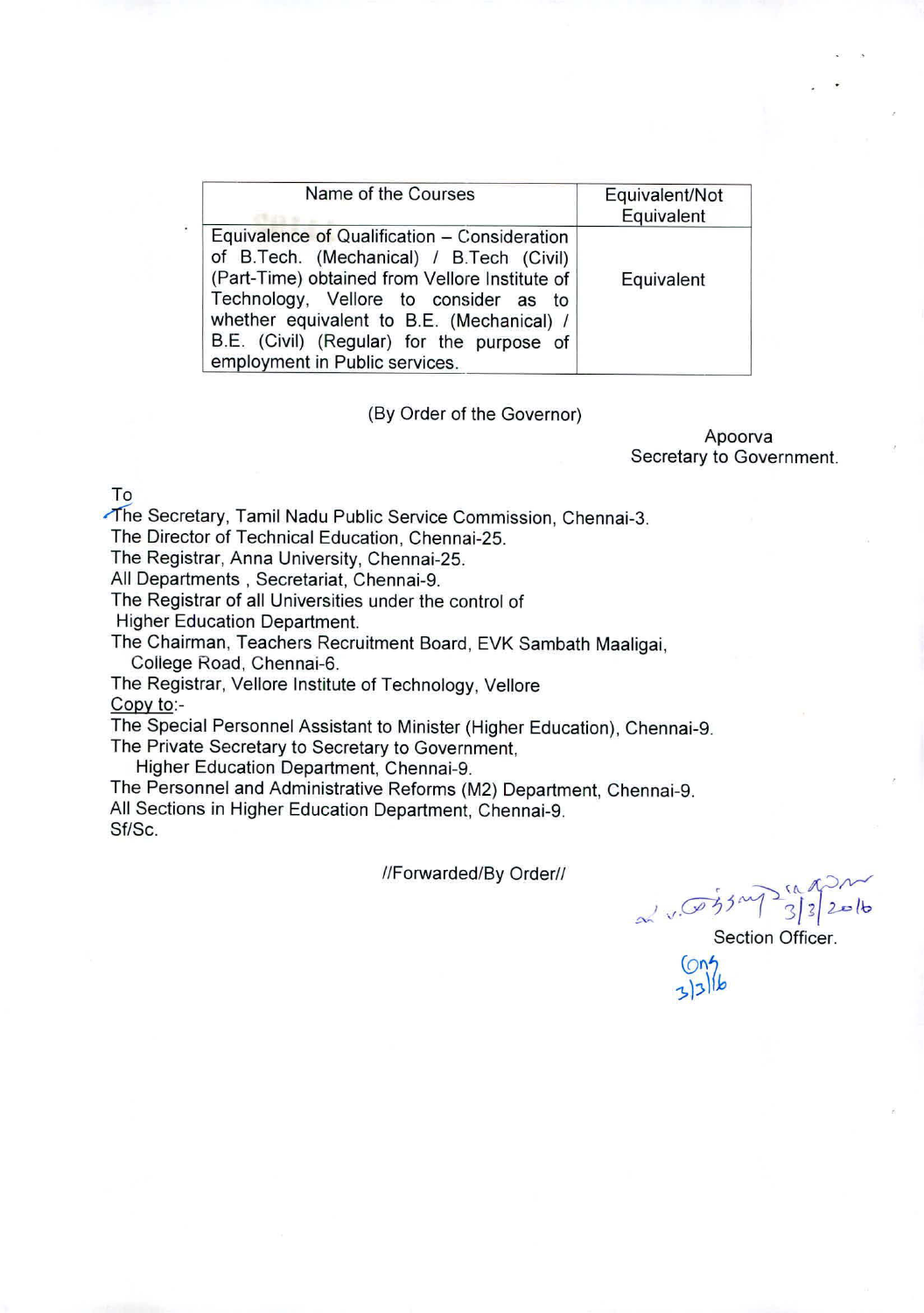| Name of the Courses | Equivalent/Not Equivalent |
|---|---|
| Equivalence of Qualification – Consideration of B.Tech. (Mechanical) / B.Tech (Civil) (Part-Time) obtained from Vellore Institute of Technology, Vellore to consider as to whether equivalent to B.E. (Mechanical) / B.E. (Civil) (Regular) for the purpose of employment in Public services. | Equivalent |

(By Order of the Governor)

Apoorva
Secretary to Government.

To
The Secretary, Tamil Nadu Public Service Commission, Chennai-3.
The Director of Technical Education, Chennai-25.
The Registrar, Anna University, Chennai-25.
All Departments , Secretariat, Chennai-9.
The Registrar of all Universities under the control of
Higher Education Department.
The Chairman, Teachers Recruitment Board, EVK Sambath Maaligai,
College Road, Chennai-6.
The Registrar, Vellore Institute of Technology, Vellore

Copy to:-
The Special Personnel Assistant to Minister (Higher Education), Chennai-9.
The Private Secretary to Secretary to Government,
Higher Education Department, Chennai-9.
The Personnel and Administrative Reforms (M2) Department, Chennai-9.
All Sections in Higher Education Department, Chennai-9.
Sf/Sc.

//Forwarded/By Order//

3/3/2016
Section Officer.